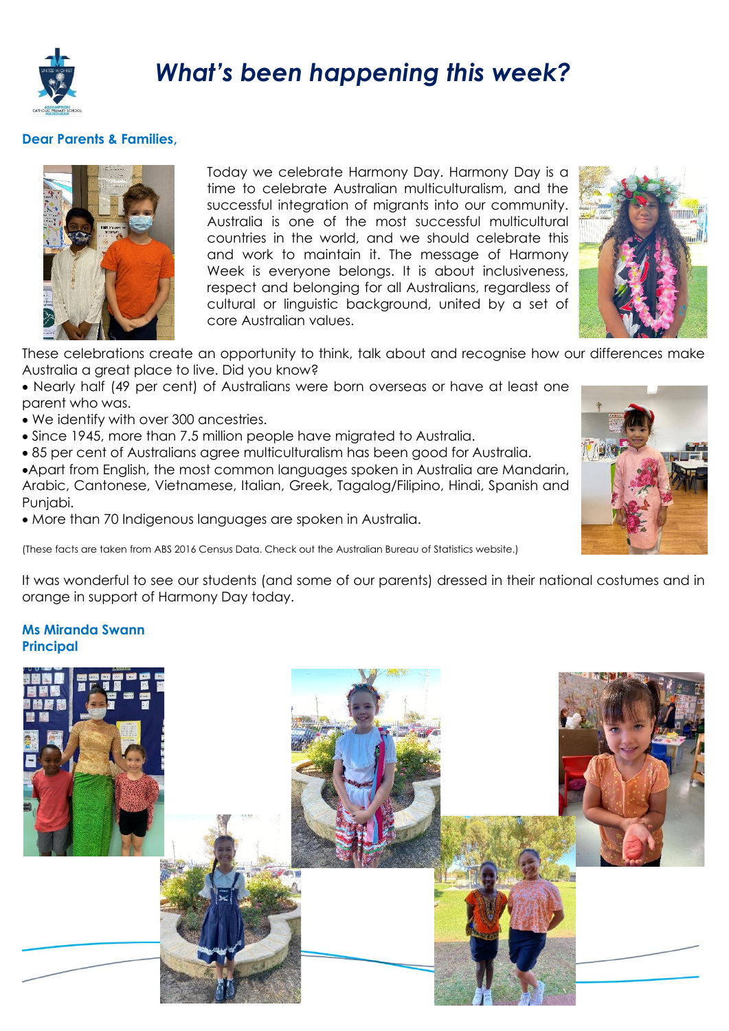# *What's been happening this week?*

**Dear Parents & Families,**

Today we celebrate Harmony Day. Harmony Day is a time to celebrate Australian multiculturalism, and the successful integration of migrants into our community. Australia is one of the most successful multicultural countries in the world, and we should celebrate this and work to maintain it. The message of Harmony Week is everyone belongs. It is about inclusiveness, respect and belonging for all Australians, regardless of cultural or linguistic background, united by a set of core Australian values.

These celebrations create an opportunity to think, talk about and recognise how our differences make Australia a great place to live. Did you know?

- Nearly half (49 per cent) of Australians were born overseas or have at least one parent who was.
- We identify with over 300 ancestries.
- Since 1945, more than 7.5 million people have migrated to Australia.
- 85 per cent of Australians agree multiculturalism has been good for Australia.
- Apart from English, the most common languages spoken in Australia are Mandarin, Arabic, Cantonese, Vietnamese, Italian, Greek, Tagalog/Filipino, Hindi, Spanish and Punjabi.
- More than 70 Indigenous languages are spoken in Australia.

(These facts are taken from ABS 2016 Census Data. Check out the Australian Bureau of Statistics website.)

It was wonderful to see our students (and some of our parents) dressed in their national costumes and in orange in support of Harmony Day today.

**Ms Miranda Swann**
**Principal**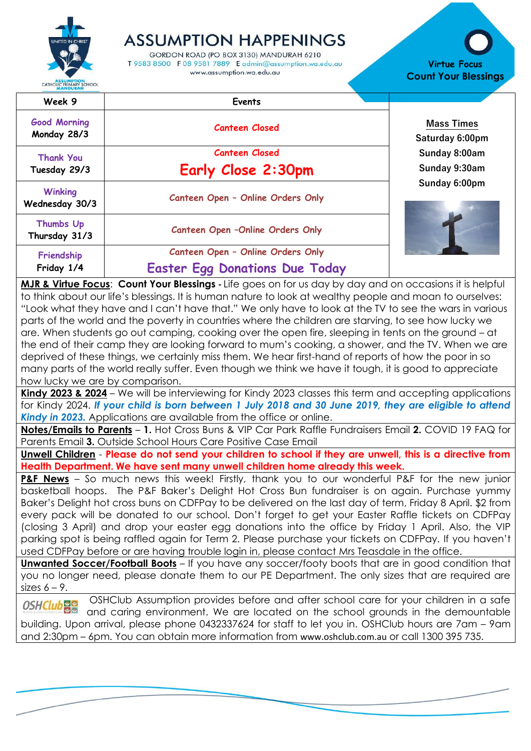# ASSUMPTION HAPPENINGS

GORDON ROAD (PO BOX 3130) MANDURAH 6210
T 9583 8500 F 08 9581 7889 E admin@assumption.wa.edu.au
www.assumption.wa.edu.au

**Virtue Focus**
**Count Your Blessings**

| Week 9 | Events |
|---|---|
| Good Morning Monday 28/3 | Canteen Closed |
| Thank You Tuesday 29/3 | Canteen Closed **Early Close 2:30pm** |
| Winking Wednesday 30/3 | Canteen Open - Online Orders Only |
| Thumbs Up Thursday 31/3 | Canteen Open -Online Orders Only |
| Friendship Friday 1/4 | Canteen Open - Online Orders Only **Easter Egg Donations Due Today** |

**Mass Times**
Saturday 6:00pm
Sunday 8:00am
Sunday 9:30am
Sunday 6:00pm

**MJR & Virtue Focus**: **Count Your Blessings** - Life goes on for us day by day and on occasions it is helpful to think about our life's blessings. It is human nature to look at wealthy people and moan to ourselves: "Look what they have and I can't have that." We only have to look at the TV to see the wars in various parts of the world and the poverty in countries where the children are starving, to see how lucky we are. When students go out camping, cooking over the open fire, sleeping in tents on the ground – at the end of their camp they are looking forward to mum's cooking, a shower, and the TV. When we are deprived of these things, we certainly miss them. We hear first-hand of reports of how the poor in so many parts of the world really suffer. Even though we think we have it tough, it is good to appreciate how lucky we are by comparison.

**Kindy 2023 & 2024** – We will be interviewing for Kindy 2023 classes this term and accepting applications for Kindy 2024. ***If your child is born between 1 July 2018 and 30 June 2019, they are eligible to attend Kindy in 2023.*** Applications are available from the office or online.

**Notes/Emails to Parents** – **1.** Hot Cross Buns & VIP Car Park Raffle Fundraisers Email **2.** COVID 19 FAQ for Parents Email **3.** Outside School Hours Care Positive Case Email

**Unwell Children** - **Please do not send your children to school if they are unwell, this is a directive from Health Department. We have sent many unwell children home already this week.**

**P&F News** – So much news this week! Firstly, thank you to our wonderful P&F for the new junior basketball hoops. The P&F Baker's Delight Hot Cross Bun fundraiser is on again. Purchase yummy Baker's Delight hot cross buns on CDFPay to be delivered on the last day of term, Friday 8 April. $2 from every pack will be donated to our school. Don't forget to get your Easter Raffle tickets on CDFPay (closing 3 April) and drop your easter egg donations into the office by Friday 1 April. Also, the VIP parking spot is being raffled again for Term 2. Please purchase your tickets on CDFPay. If you haven't used CDFPay before or are having trouble login in, please contact Mrs Teasdale in the office.

**Unwanted Soccer/Football Boots** – If you have any soccer/footy boots that are in good condition that you no longer need, please donate them to our PE Department. The only sizes that are required are sizes 6 – 9.

OSHClub Assumption provides before and after school care for your children in a safe and caring environment. We are located on the school grounds in the demountable building. Upon arrival, please phone 0432337624 for staff to let you in. OSHClub hours are 7am – 9am and 2:30pm – 6pm. You can obtain more information from www.oshclub.com.au or call 1300 395 735.